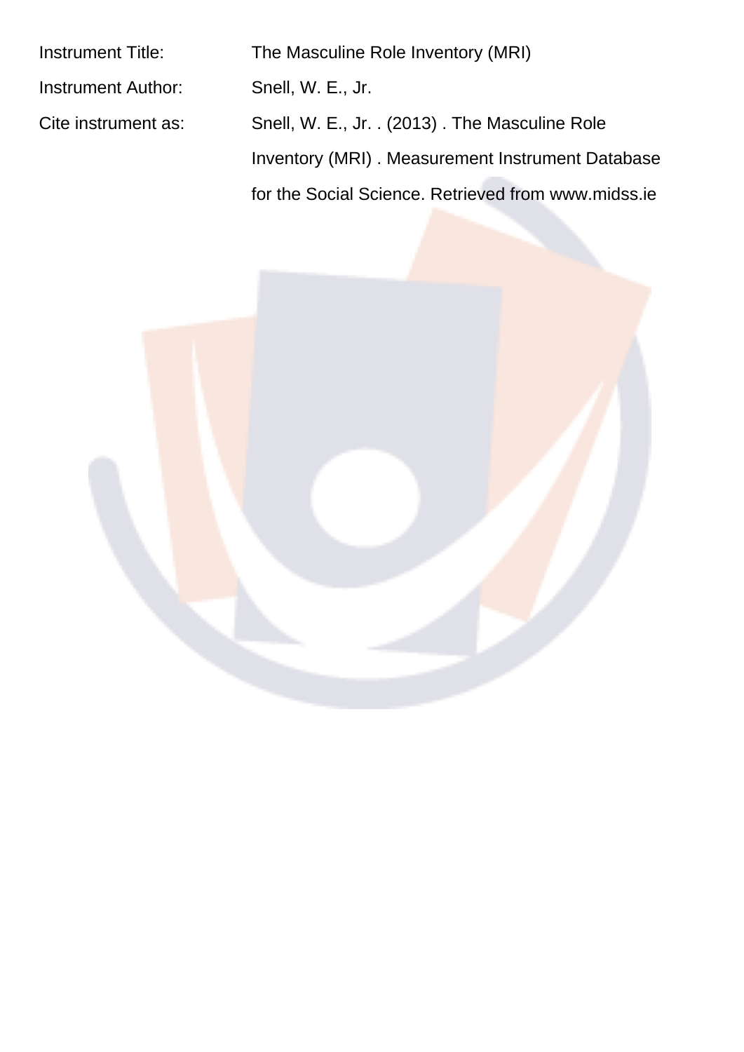Instrument Title: The Masculine Role Inventory (MRI)

Instrument Author: Snell, W. E., Jr.

Cite instrument as: Snell, W. E., Jr. . (2013) . The Masculine Role Inventory (MRI) . Measurement Instrument Database for the Social Science. Retrieved from www.midss.ie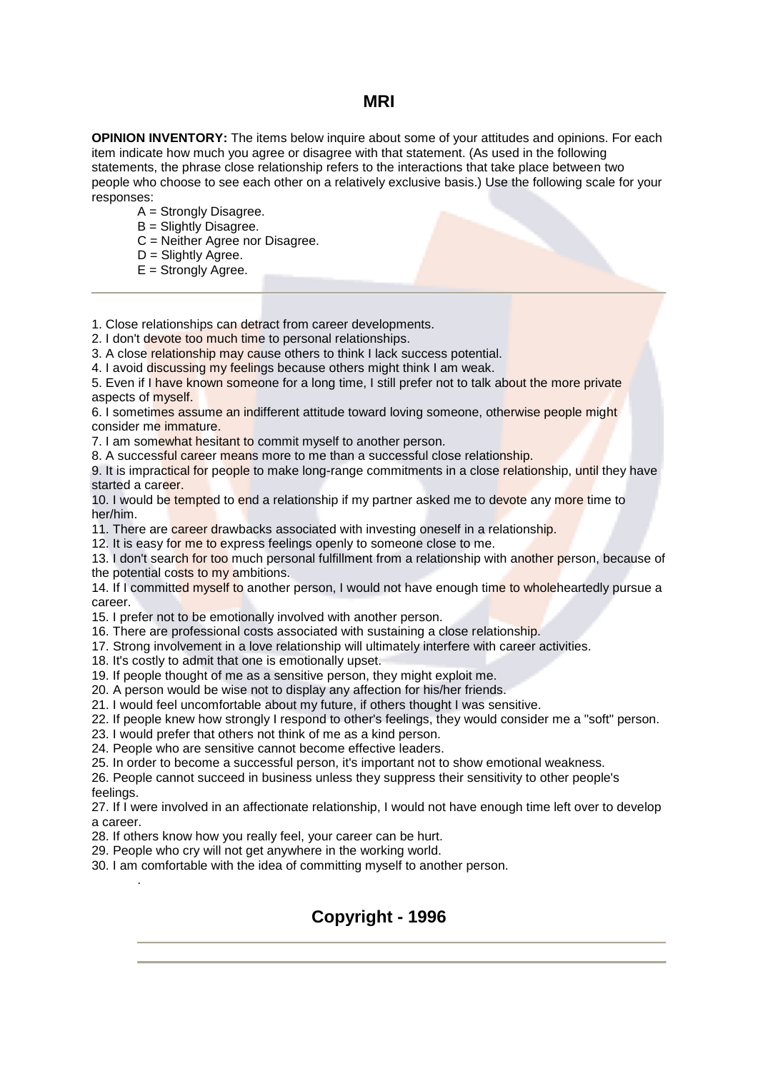## MRI

**OPINION INVENTORY:** The items below inquire about some of your attitudes and opinions. For each item indicate how much you agree or disagree with that statement. (As used in the following statements, the phrase close relationship refers to the interactions that take place between two people who choose to see each other on a relatively exclusive basis.) Use the following scale for your responses:

- A = Strongly Disagree.
- B = Slightly Disagree.
- C = Neither Agree nor Disagree.
- D = Slightly Agree.
- E = Strongly Agree.

---

1. Close relationships can detract from career developments.
2. I don't devote too much time to personal relationships.
3. A close relationship may cause others to think I lack success potential.
4. I avoid discussing my feelings because others might think I am weak.
5. Even if I have known someone for a long time, I still prefer not to talk about the more private aspects of myself.
6. I sometimes assume an indifferent attitude toward loving someone, otherwise people might consider me immature.
7. I am somewhat hesitant to commit myself to another person.
8. A successful career means more to me than a successful close relationship.
9. It is impractical for people to make long-range commitments in a close relationship, until they have started a career.
10. I would be tempted to end a relationship if my partner asked me to devote any more time to her/him.
11. There are career drawbacks associated with investing oneself in a relationship.
12. It is easy for me to express feelings openly to someone close to me.
13. I don't search for too much personal fulfillment from a relationship with another person, because of the potential costs to my ambitions.
14. If I committed myself to another person, I would not have enough time to wholeheartedly pursue a career.
15. I prefer not to be emotionally involved with another person.
16. There are professional costs associated with sustaining a close relationship.
17. Strong involvement in a love relationship will ultimately interfere with career activities.
18. It's costly to admit that one is emotionally upset.
19. If people thought of me as a sensitive person, they might exploit me.
20. A person would be wise not to display any affection for his/her friends.
21. I would feel uncomfortable about my future, if others thought I was sensitive.
22. If people knew how strongly I respond to other's feelings, they would consider me a "soft" person.
23. I would prefer that others not think of me as a kind person.
24. People who are sensitive cannot become effective leaders.
25. In order to become a successful person, it's important not to show emotional weakness.
26. People cannot succeed in business unless they suppress their sensitivity to other people's feelings.
27. If I were involved in an affectionate relationship, I would not have enough time left over to develop a career.
28. If others know how you really feel, your career can be hurt.
29. People who cry will not get anywhere in the working world.
30. I am comfortable with the idea of committing myself to another person.

## Copyright - 1996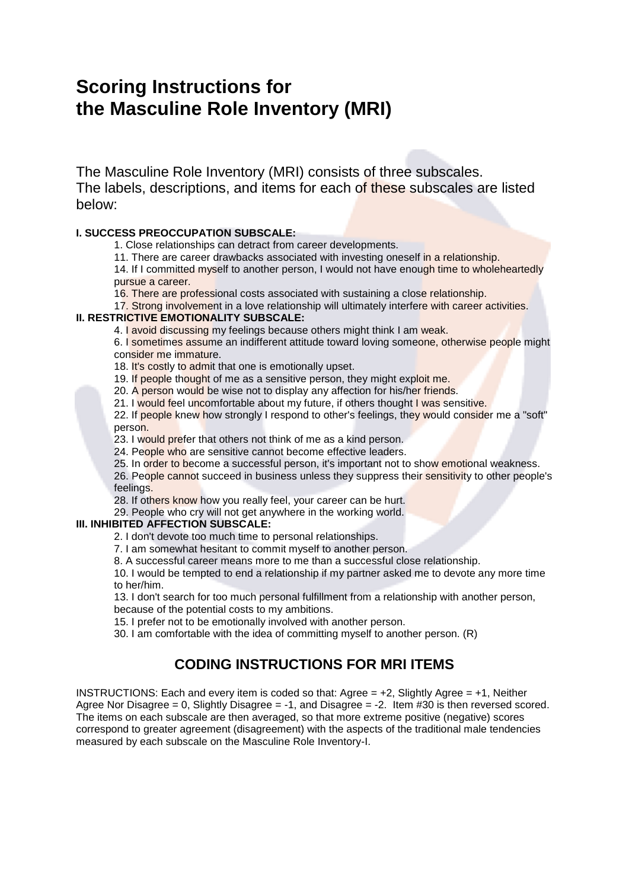# Scoring Instructions for the Masculine Role Inventory (MRI)

The Masculine Role Inventory (MRI) consists of three subscales. The labels, descriptions, and items for each of these subscales are listed below:

**I. SUCCESS PREOCCUPATION SUBSCALE:**

1. Close relationships can detract from career developments.

11. There are career drawbacks associated with investing oneself in a relationship.

14. If I committed myself to another person, I would not have enough time to wholeheartedly pursue a career.

16. There are professional costs associated with sustaining a close relationship.

17. Strong involvement in a love relationship will ultimately interfere with career activities.

**II. RESTRICTIVE EMOTIONALITY SUBSCALE:**

4. I avoid discussing my feelings because others might think I am weak.

6. I sometimes assume an indifferent attitude toward loving someone, otherwise people might consider me immature.

18. It's costly to admit that one is emotionally upset.

19. If people thought of me as a sensitive person, they might exploit me.

20. A person would be wise not to display any affection for his/her friends.

21. I would feel uncomfortable about my future, if others thought I was sensitive.

22. If people knew how strongly I respond to other's feelings, they would consider me a "soft" person.

23. I would prefer that others not think of me as a kind person.

24. People who are sensitive cannot become effective leaders.

25. In order to become a successful person, it's important not to show emotional weakness.

26. People cannot succeed in business unless they suppress their sensitivity to other people's feelings.

28. If others know how you really feel, your career can be hurt.

29. People who cry will not get anywhere in the working world.

**III. INHIBITED AFFECTION SUBSCALE:**

2. I don't devote too much time to personal relationships.

7. I am somewhat hesitant to commit myself to another person.

8. A successful career means more to me than a successful close relationship.

10. I would be tempted to end a relationship if my partner asked me to devote any more time to her/him.

13. I don't search for too much personal fulfillment from a relationship with another person, because of the potential costs to my ambitions.

15. I prefer not to be emotionally involved with another person.

30. I am comfortable with the idea of committing myself to another person. (R)

## CODING INSTRUCTIONS FOR MRI ITEMS

INSTRUCTIONS: Each and every item is coded so that: Agree = +2, Slightly Agree = +1, Neither Agree Nor Disagree = 0, Slightly Disagree = -1, and Disagree = -2. Item #30 is then reversed scored. The items on each subscale are then averaged, so that more extreme positive (negative) scores correspond to greater agreement (disagreement) with the aspects of the traditional male tendencies measured by each subscale on the Masculine Role Inventory-I.